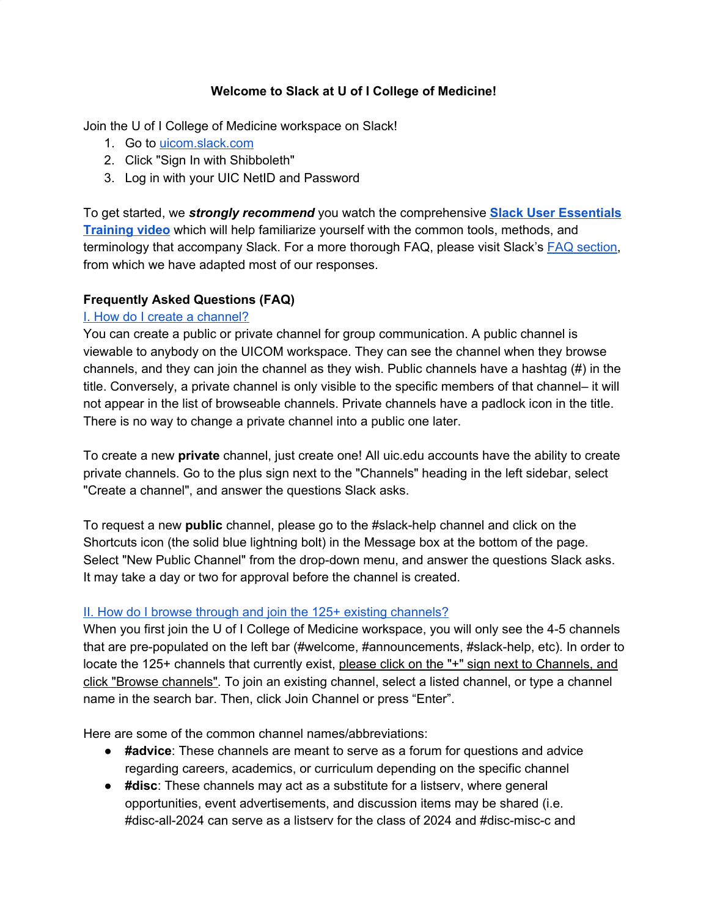# Welcome to Slack at U of I College of Medicine!

Join the U of I College of Medicine workspace on Slack!

1. Go to [uicom.slack.com](uicom.slack.com)
2. Click "Sign In with Shibboleth"
3. Log in with your UIC NetID and Password

To get started, we ***strongly recommend*** you watch the comprehensive **[Slack User Essentials Training video](#)** which will help familiarize yourself with the common tools, methods, and terminology that accompany Slack. For a more thorough FAQ, please visit Slack's [FAQ section](#), from which we have adapted most of our responses.

## Frequently Asked Questions (FAQ)

### [I. How do I create a channel?](#)

You can create a public or private channel for group communication. A public channel is viewable to anybody on the UICOM workspace. They can see the channel when they browse channels, and they can join the channel as they wish. Public channels have a hashtag (#) in the title. Conversely, a private channel is only visible to the specific members of that channel– it will not appear in the list of browseable channels. Private channels have a padlock icon in the title. There is no way to change a private channel into a public one later.

To create a new **private** channel, just create one! All uic.edu accounts have the ability to create private channels. Go to the plus sign next to the "Channels" heading in the left sidebar, select "Create a channel", and answer the questions Slack asks.

To request a new **public** channel, please go to the #slack-help channel and click on the Shortcuts icon (the solid blue lightning bolt) in the Message box at the bottom of the page. Select "New Public Channel" from the drop-down menu, and answer the questions Slack asks. It may take a day or two for approval before the channel is created.

### [II. How do I browse through and join the 125+ existing channels?](#)

When you first join the U of I College of Medicine workspace, you will only see the 4-5 channels that are pre-populated on the left bar (#welcome, #announcements, #slack-help, etc). In order to locate the 125+ channels that currently exist, <u>please click on the "+" sign next to Channels, and click "Browse channels"</u>. To join an existing channel, select a listed channel, or type a channel name in the search bar. Then, click Join Channel or press "Enter".

Here are some of the common channel names/abbreviations:

- **#advice**: These channels are meant to serve as a forum for questions and advice regarding careers, academics, or curriculum depending on the specific channel
- **#disc**: These channels may act as a substitute for a listserv, where general opportunities, event advertisements, and discussion items may be shared (i.e. #disc-all-2024 can serve as a listserv for the class of 2024 and #disc-misc-c and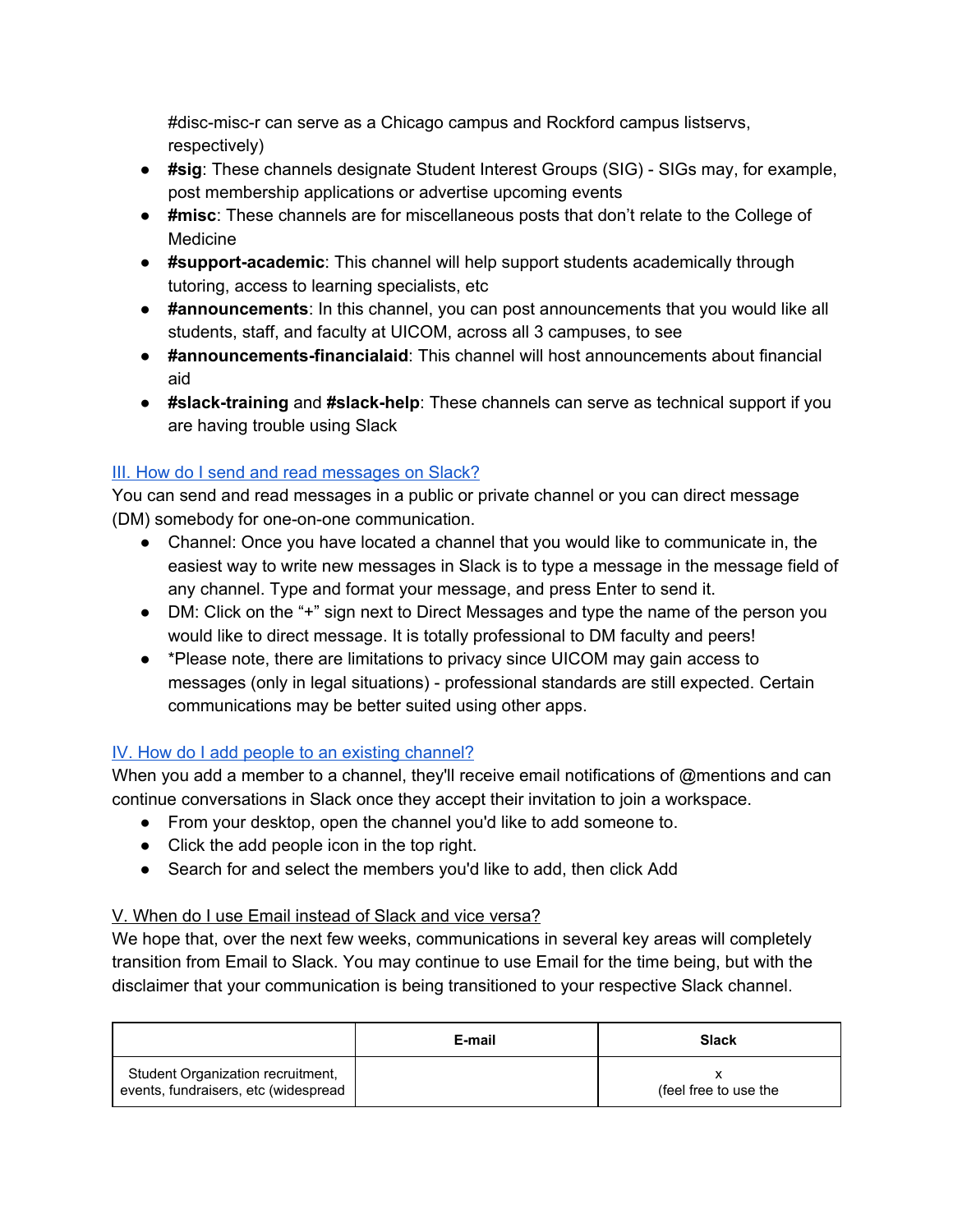#disc-misc-r can serve as a Chicago campus and Rockford campus listservs, respectively)

- **#sig**: These channels designate Student Interest Groups (SIG) - SIGs may, for example, post membership applications or advertise upcoming events
- **#misc**: These channels are for miscellaneous posts that don't relate to the College of Medicine
- **#support-academic**: This channel will help support students academically through tutoring, access to learning specialists, etc
- **#announcements**: In this channel, you can post announcements that you would like all students, staff, and faculty at UICOM, across all 3 campuses, to see
- **#announcements-financialaid**: This channel will host announcements about financial aid
- **#slack-training** and **#slack-help**: These channels can serve as technical support if you are having trouble using Slack

## III. How do I send and read messages on Slack?

You can send and read messages in a public or private channel or you can direct message (DM) somebody for one-on-one communication.

- Channel: Once you have located a channel that you would like to communicate in, the easiest way to write new messages in Slack is to type a message in the message field of any channel. Type and format your message, and press Enter to send it.
- DM: Click on the "+" sign next to Direct Messages and type the name of the person you would like to direct message. It is totally professional to DM faculty and peers!
- *Please note, there are limitations to privacy since UICOM may gain access to messages (only in legal situations) - professional standards are still expected. Certain communications may be better suited using other apps.

## IV. How do I add people to an existing channel?

When you add a member to a channel, they'll receive email notifications of @mentions and can continue conversations in Slack once they accept their invitation to join a workspace.

- From your desktop, open the channel you'd like to add someone to.
- Click the add people icon in the top right.
- Search for and select the members you'd like to add, then click Add

## V. When do I use Email instead of Slack and vice versa?

We hope that, over the next few weeks, communications in several key areas will completely transition from Email to Slack. You may continue to use Email for the time being, but with the disclaimer that your communication is being transitioned to your respective Slack channel.

| | E-mail | Slack |
|---|---|---|
| Student Organization recruitment, events, fundraisers, etc (widespread | | x (feel free to use the |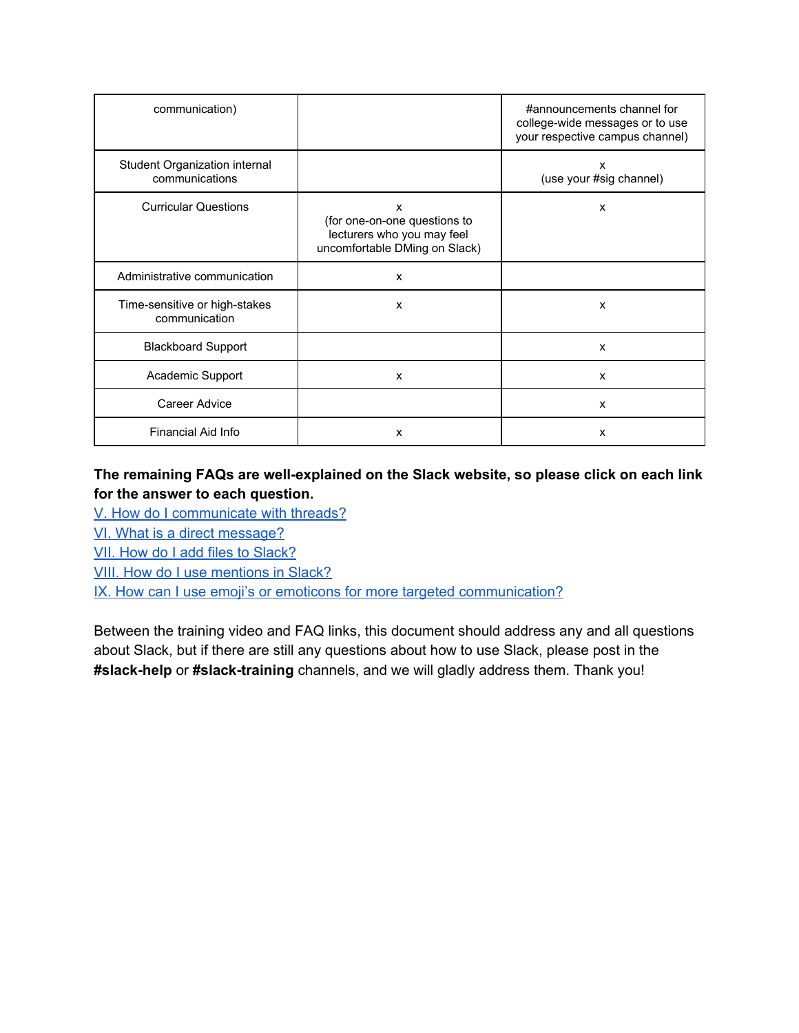| | | |
|---|---|---|
| communication) | | #announcements channel for college-wide messages or to use your respective campus channel) |
| Student Organization internal communications | | x (use your #sig channel) |
| Curricular Questions | x (for one-on-one questions to lecturers who you may feel uncomfortable DMing on Slack) | x |
| Administrative communication | x | |
| Time-sensitive or high-stakes communication | x | x |
| Blackboard Support | | x |
| Academic Support | x | x |
| Career Advice | | x |
| Financial Aid Info | x | x |

**The remaining FAQs are well-explained on the Slack website, so please click on each link for the answer to each question.**

V. How do I communicate with threads?
VI. What is a direct message?
VII. How do I add files to Slack?
VIII. How do I use mentions in Slack?
IX. How can I use emoji's or emoticons for more targeted communication?

Between the training video and FAQ links, this document should address any and all questions about Slack, but if there are still any questions about how to use Slack, please post in the **#slack-help** or **#slack-training** channels, and we will gladly address them. Thank you!